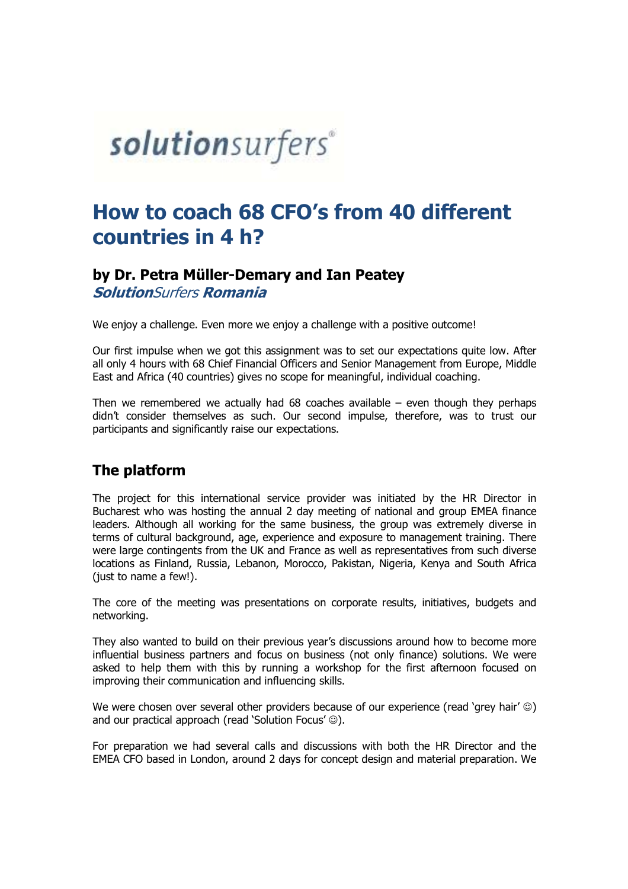solutionsurfers®

# How to coach 68 CFO's from 40 different countries in 4 h?

### by Dr. Petra Müller-Demary and Ian Peatey
***Solution**Surfers **Romania***

We enjoy a challenge. Even more we enjoy a challenge with a positive outcome!

Our first impulse when we got this assignment was to set our expectations quite low. After all only 4 hours with 68 Chief Financial Officers and Senior Management from Europe, Middle East and Africa (40 countries) gives no scope for meaningful, individual coaching.

Then we remembered we actually had 68 coaches available – even though they perhaps didn't consider themselves as such. Our second impulse, therefore, was to trust our participants and significantly raise our expectations.

## The platform

The project for this international service provider was initiated by the HR Director in Bucharest who was hosting the annual 2 day meeting of national and group EMEA finance leaders. Although all working for the same business, the group was extremely diverse in terms of cultural background, age, experience and exposure to management training. There were large contingents from the UK and France as well as representatives from such diverse locations as Finland, Russia, Lebanon, Morocco, Pakistan, Nigeria, Kenya and South Africa (just to name a few!).

The core of the meeting was presentations on corporate results, initiatives, budgets and networking.

They also wanted to build on their previous year's discussions around how to become more influential business partners and focus on business (not only finance) solutions. We were asked to help them with this by running a workshop for the first afternoon focused on improving their communication and influencing skills.

We were chosen over several other providers because of our experience (read 'grey hair' ☺) and our practical approach (read 'Solution Focus' ☺).

For preparation we had several calls and discussions with both the HR Director and the EMEA CFO based in London, around 2 days for concept design and material preparation. We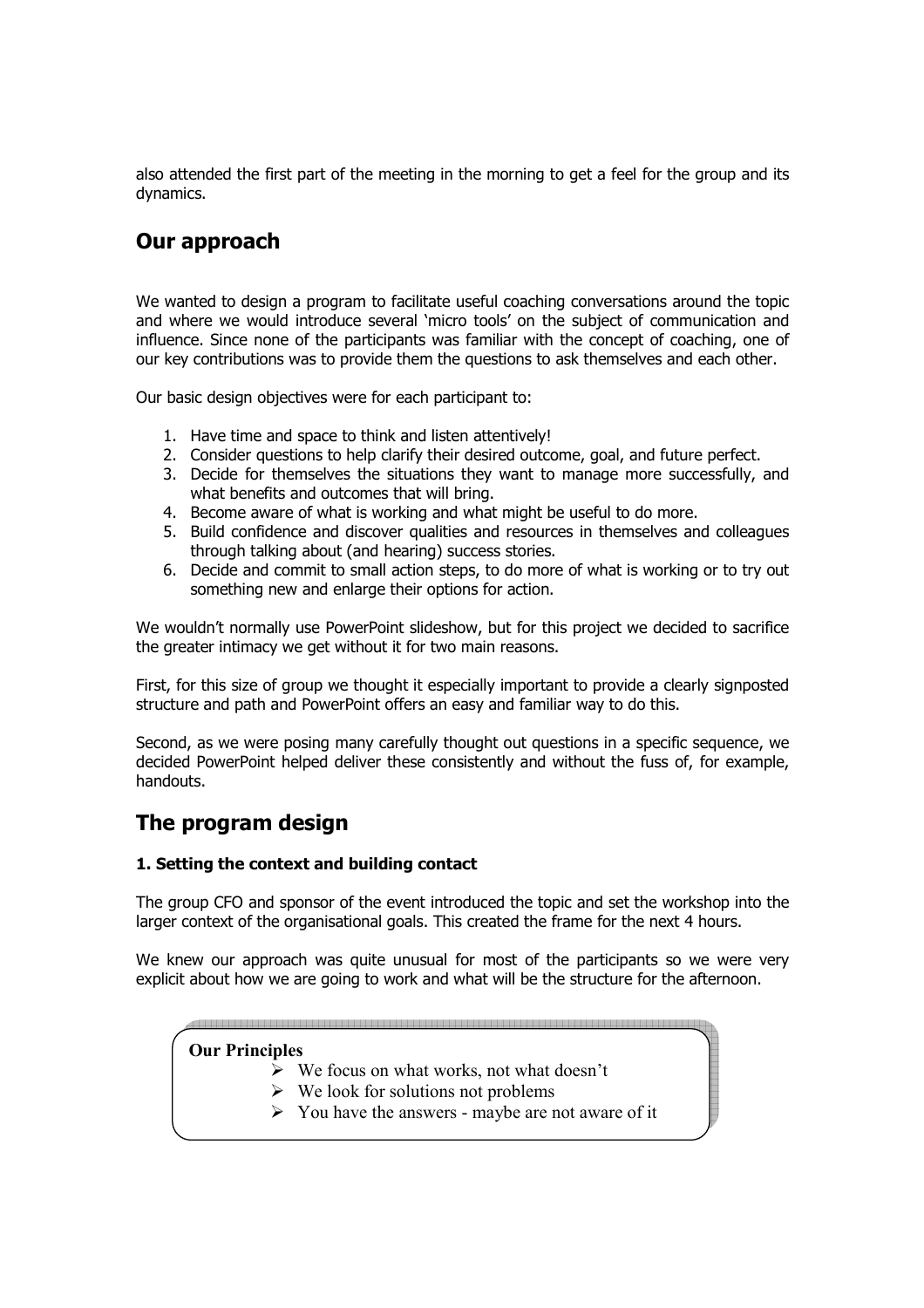also attended the first part of the meeting in the morning to get a feel for the group and its dynamics.

## Our approach

We wanted to design a program to facilitate useful coaching conversations around the topic and where we would introduce several 'micro tools' on the subject of communication and influence. Since none of the participants was familiar with the concept of coaching, one of our key contributions was to provide them the questions to ask themselves and each other.

Our basic design objectives were for each participant to:

1. Have time and space to think and listen attentively!
2. Consider questions to help clarify their desired outcome, goal, and future perfect.
3. Decide for themselves the situations they want to manage more successfully, and what benefits and outcomes that will bring.
4. Become aware of what is working and what might be useful to do more.
5. Build confidence and discover qualities and resources in themselves and colleagues through talking about (and hearing) success stories.
6. Decide and commit to small action steps, to do more of what is working or to try out something new and enlarge their options for action.

We wouldn't normally use PowerPoint slideshow, but for this project we decided to sacrifice the greater intimacy we get without it for two main reasons.

First, for this size of group we thought it especially important to provide a clearly signposted structure and path and PowerPoint offers an easy and familiar way to do this.

Second, as we were posing many carefully thought out questions in a specific sequence, we decided PowerPoint helped deliver these consistently and without the fuss of, for example, handouts.

## The program design

### 1. Setting the context and building contact

The group CFO and sponsor of the event introduced the topic and set the workshop into the larger context of the organisational goals. This created the frame for the next 4 hours.

We knew our approach was quite unusual for most of the participants so we were very explicit about how we are going to work and what will be the structure for the afternoon.

**Our Principles**

- We focus on what works, not what doesn't
- We look for solutions not problems
- You have the answers - maybe are not aware of it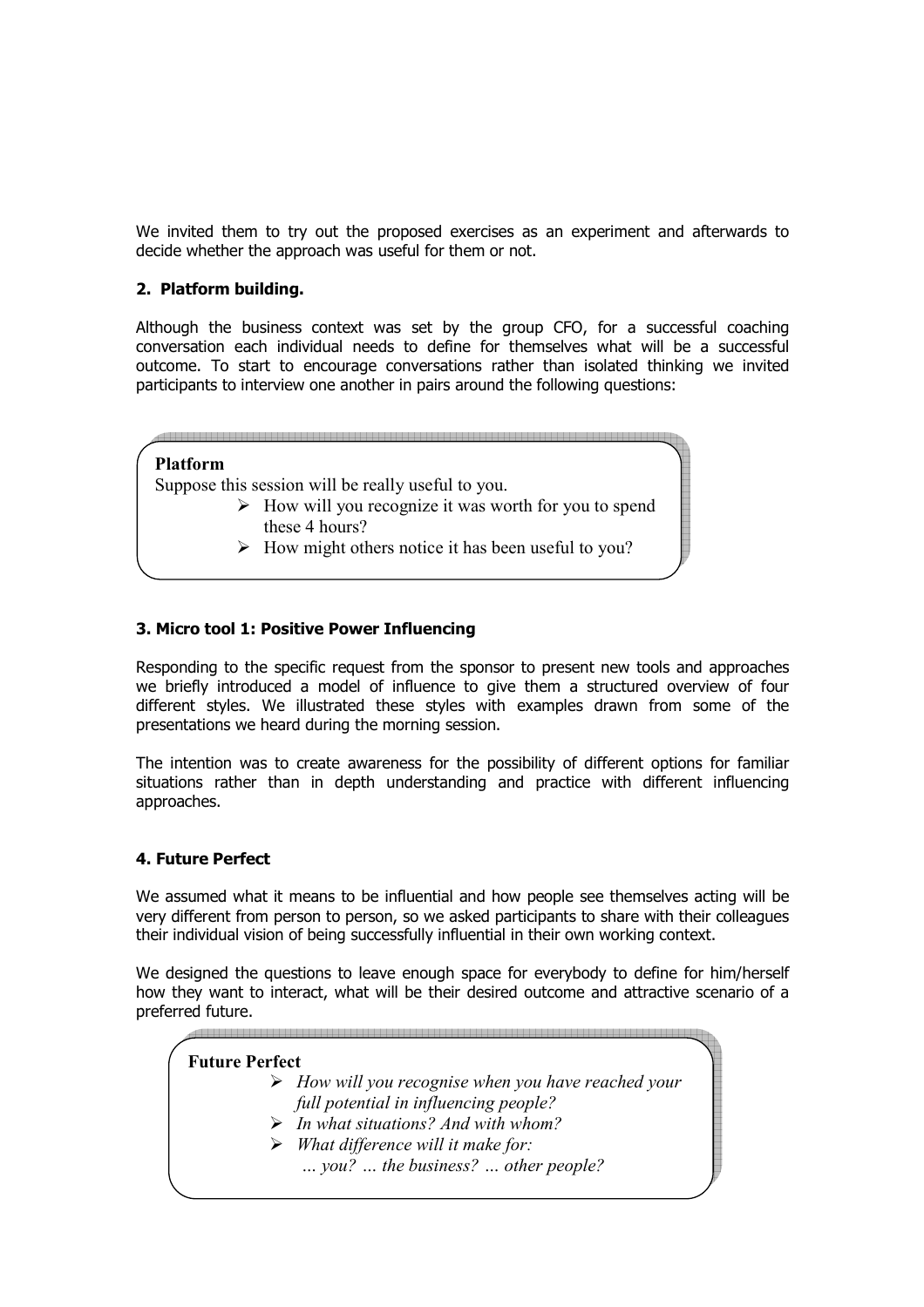We invited them to try out the proposed exercises as an experiment and afterwards to decide whether the approach was useful for them or not.

## 2. Platform building.

Although the business context was set by the group CFO, for a successful coaching conversation each individual needs to define for themselves what will be a successful outcome. To start to encourage conversations rather than isolated thinking we invited participants to interview one another in pairs around the following questions:

> **Platform**
>
> Suppose this session will be really useful to you.
>
> - How will you recognize it was worth for you to spend these 4 hours?
> - How might others notice it has been useful to you?

## 3. Micro tool 1: Positive Power Influencing

Responding to the specific request from the sponsor to present new tools and approaches we briefly introduced a model of influence to give them a structured overview of four different styles. We illustrated these styles with examples drawn from some of the presentations we heard during the morning session.

The intention was to create awareness for the possibility of different options for familiar situations rather than in depth understanding and practice with different influencing approaches.

## 4. Future Perfect

We assumed what it means to be influential and how people see themselves acting will be very different from person to person, so we asked participants to share with their colleagues their individual vision of being successfully influential in their own working context.

We designed the questions to leave enough space for everybody to define for him/herself how they want to interact, what will be their desired outcome and attractive scenario of a preferred future.

> **Future Perfect**
>
> - *How will you recognise when you have reached your full potential in influencing people?*
> - *In what situations? And with whom?*
> - *What difference will it make for:*
>   *… you? … the business? … other people?*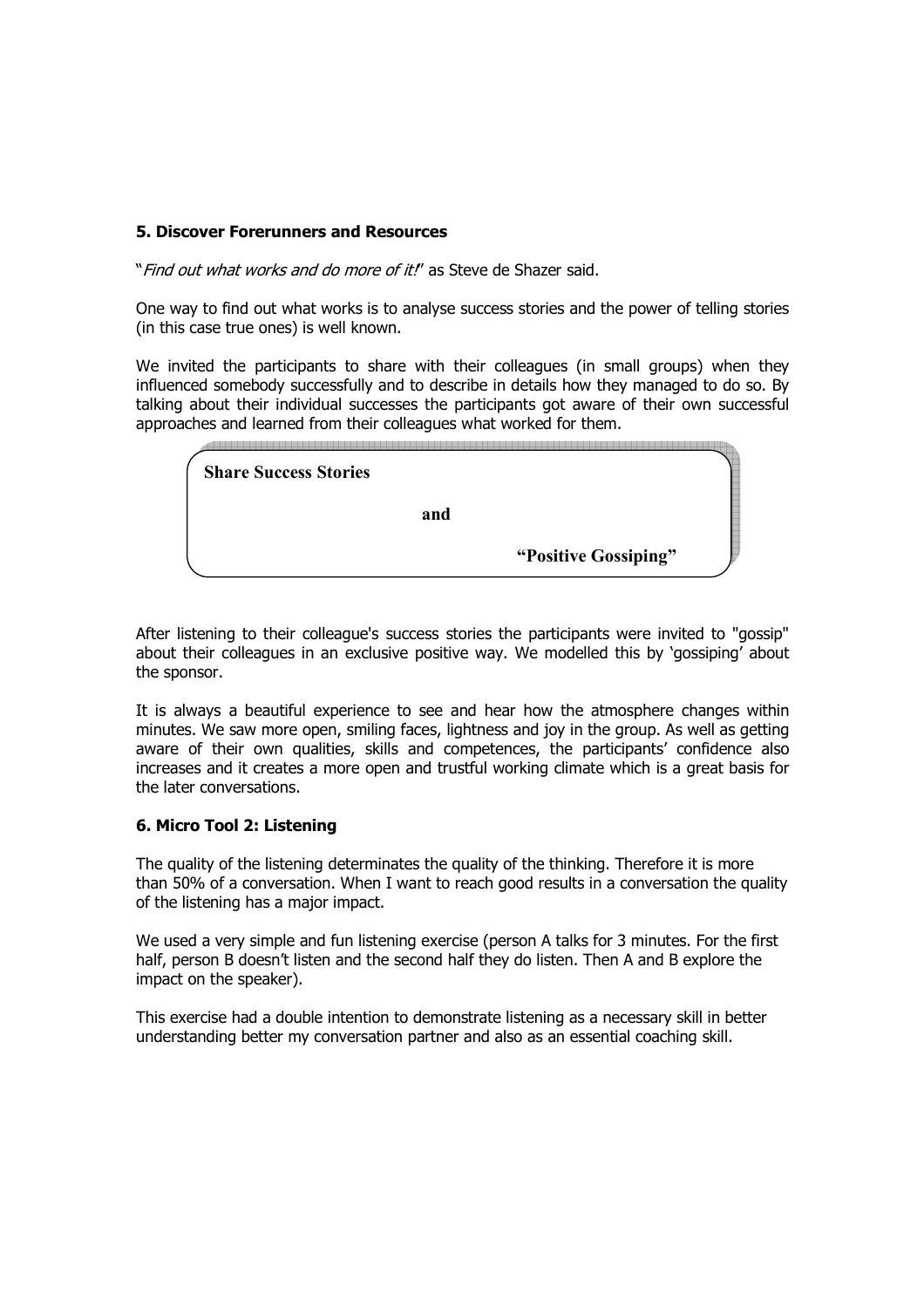### 5. Discover Forerunners and Resources

"*Find out what works and do more of it!*" as Steve de Shazer said.

One way to find out what works is to analyse success stories and the power of telling stories (in this case true ones) is well known.

We invited the participants to share with their colleagues (in small groups) when they influenced somebody successfully and to describe in details how they managed to do so. By talking about their individual successes the participants got aware of their own successful approaches and learned from their colleagues what worked for them.

> **Share Success Stories**
>
> **and**
>
> **"Positive Gossiping"**

After listening to their colleague's success stories the participants were invited to "gossip" about their colleagues in an exclusive positive way. We modelled this by 'gossiping' about the sponsor.

It is always a beautiful experience to see and hear how the atmosphere changes within minutes. We saw more open, smiling faces, lightness and joy in the group. As well as getting aware of their own qualities, skills and competences, the participants' confidence also increases and it creates a more open and trustful working climate which is a great basis for the later conversations.

### 6. Micro Tool 2: Listening

The quality of the listening determinates the quality of the thinking. Therefore it is more than 50% of a conversation. When I want to reach good results in a conversation the quality of the listening has a major impact.

We used a very simple and fun listening exercise (person A talks for 3 minutes. For the first half, person B doesn't listen and the second half they do listen. Then A and B explore the impact on the speaker).

This exercise had a double intention to demonstrate listening as a necessary skill in better understanding better my conversation partner and also as an essential coaching skill.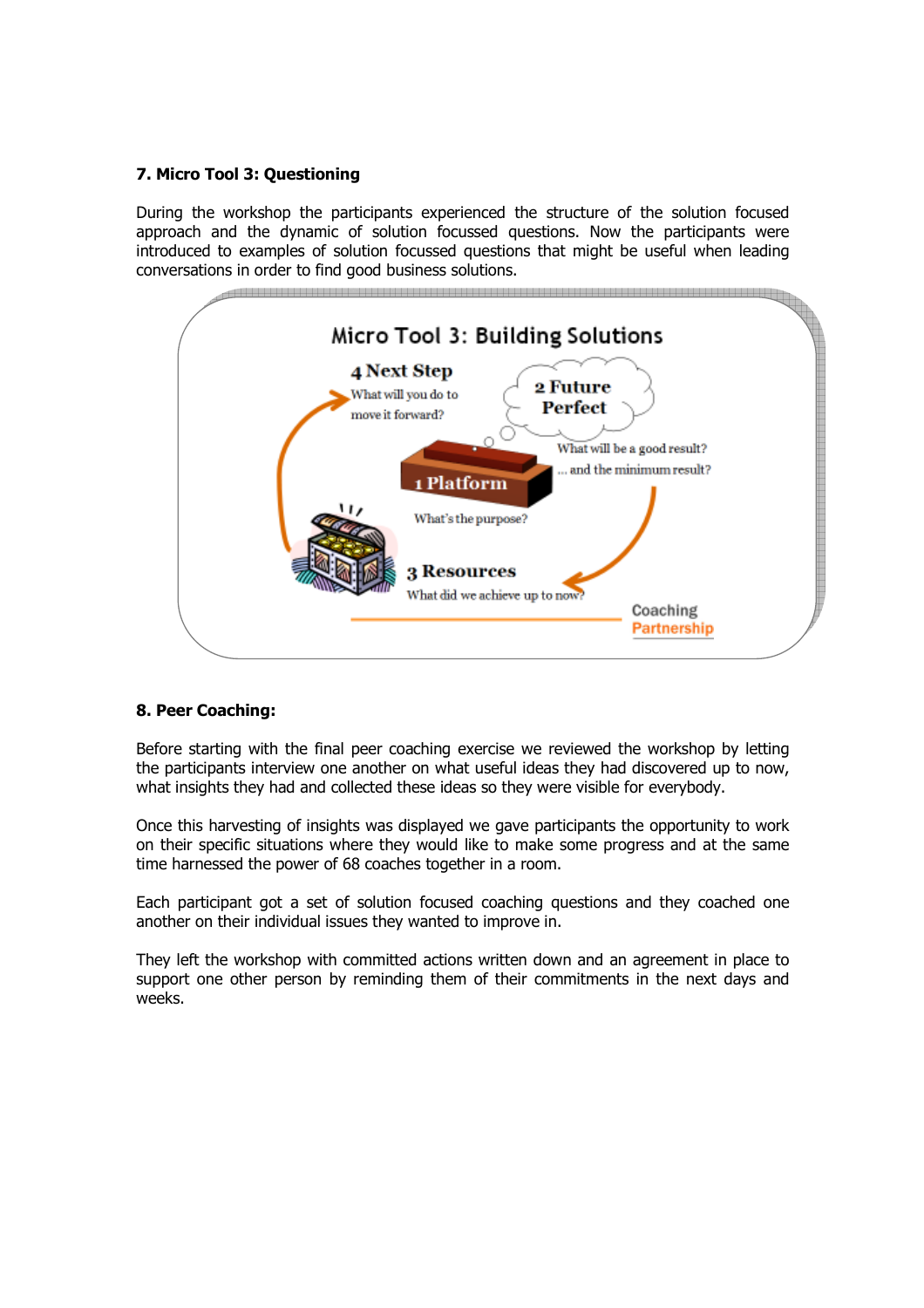### 7. Micro Tool 3: Questioning

During the workshop the participants experienced the structure of the solution focused approach and the dynamic of solution focussed questions. Now the participants were introduced to examples of solution focussed questions that might be useful when leading conversations in order to find good business solutions.

**Micro Tool 3: Building Solutions**

- **1 Platform** – What's the purpose?
- **2 Future Perfect** – What will be a good result? ... and the minimum result?
- **3 Resources** – What did we achieve up to now?
- **4 Next Step** – What will you do to move it forward?

Coaching Partnership

### 8. Peer Coaching:

Before starting with the final peer coaching exercise we reviewed the workshop by letting the participants interview one another on what useful ideas they had discovered up to now, what insights they had and collected these ideas so they were visible for everybody.

Once this harvesting of insights was displayed we gave participants the opportunity to work on their specific situations where they would like to make some progress and at the same time harnessed the power of 68 coaches together in a room.

Each participant got a set of solution focused coaching questions and they coached one another on their individual issues they wanted to improve in.

They left the workshop with committed actions written down and an agreement in place to support one other person by reminding them of their commitments in the next days and weeks.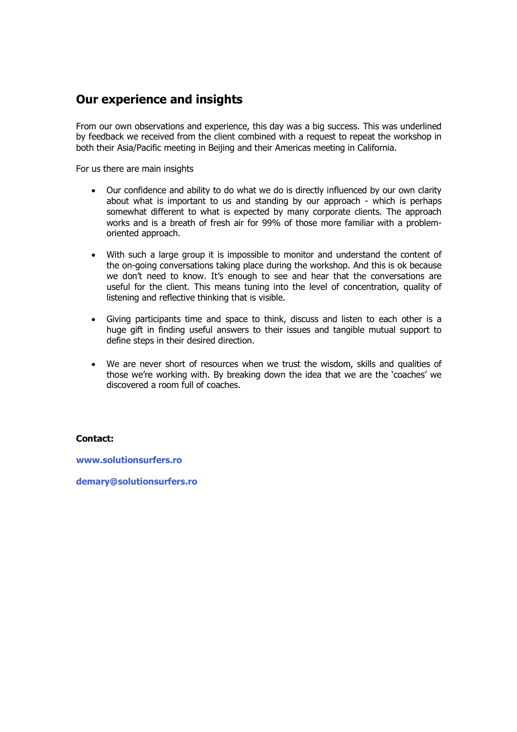## Our experience and insights

From our own observations and experience, this day was a big success. This was underlined by feedback we received from the client combined with a request to repeat the workshop in both their Asia/Pacific meeting in Beijing and their Americas meeting in California.

For us there are main insights

- Our confidence and ability to do what we do is directly influenced by our own clarity about what is important to us and standing by our approach - which is perhaps somewhat different to what is expected by many corporate clients. The approach works and is a breath of fresh air for 99% of those more familiar with a problem-oriented approach.

- With such a large group it is impossible to monitor and understand the content of the on-going conversations taking place during the workshop. And this is ok because we don't need to know. It's enough to see and hear that the conversations are useful for the client. This means tuning into the level of concentration, quality of listening and reflective thinking that is visible.

- Giving participants time and space to think, discuss and listen to each other is a huge gift in finding useful answers to their issues and tangible mutual support to define steps in their desired direction.

- We are never short of resources when we trust the wisdom, skills and qualities of those we're working with. By breaking down the idea that we are the 'coaches' we discovered a room full of coaches.

**Contact:**

**www.solutionsurfers.ro**

**demary@solutionsurfers.ro**